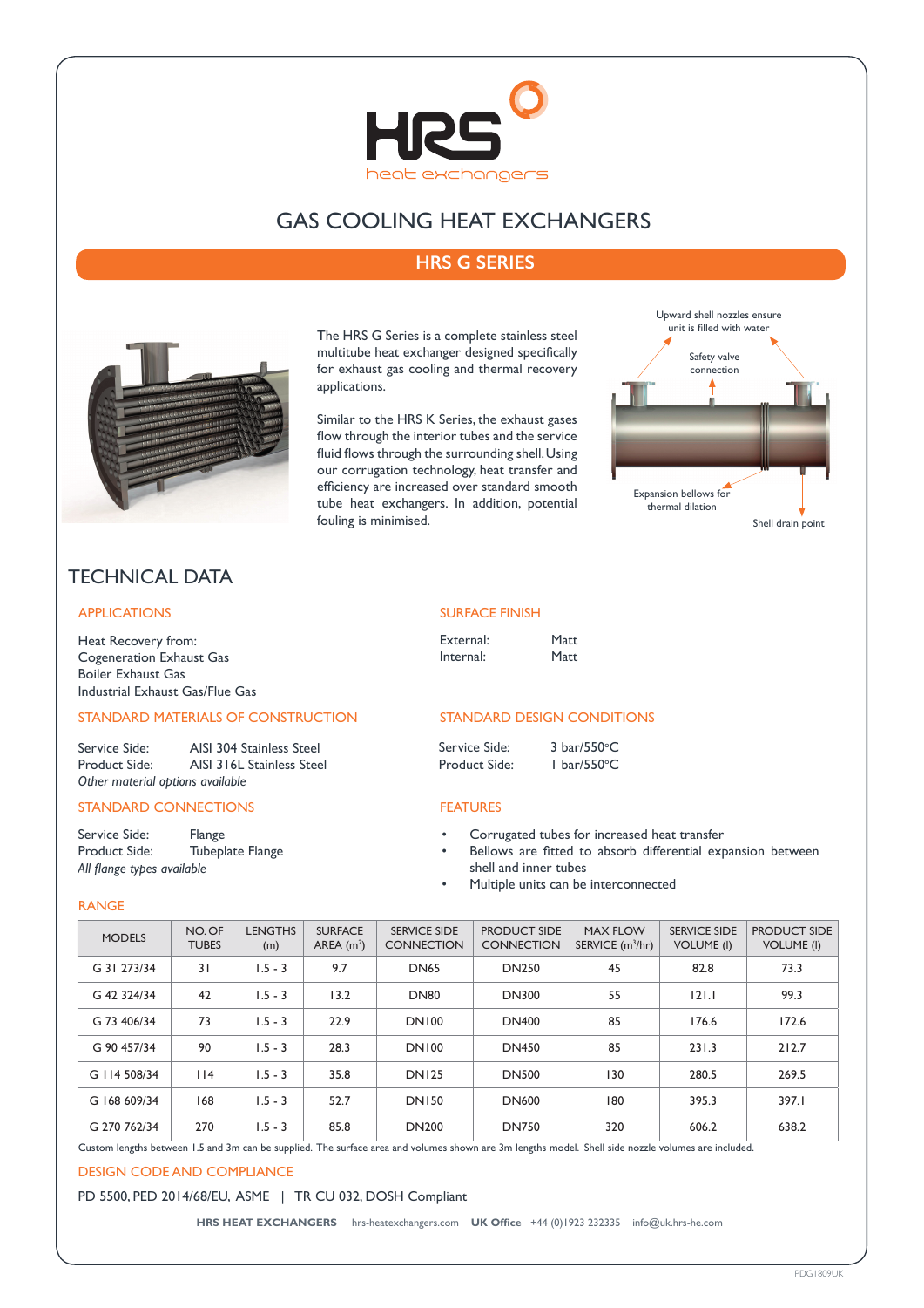# GAS COOLING HEAT EXCHANGERS

## HRS G SERIES

The HRS G Series is a complete stainless steel multitube heat exchanger designed specifically for exhaust gas cooling and thermal recovery applications.

Similar to the HRS K Series, the exhaust gases flow through the interior tubes and the service fluid flows through the surrounding shell. Using our corrugation technology, heat transfer and efficiency are increased over standard smooth tube heat exchangers. In addition, potential fouling is minimised.

Upward shell nozzles ensure unit is filled with water

Safety valve connection

Expansion bellows for thermal dilation

Shell drain point

## TECHNICAL DATA

### APPLICATIONS

Heat Recovery from:
Cogeneration Exhaust Gas
Boiler Exhaust Gas
Industrial Exhaust Gas/Flue Gas

### STANDARD MATERIALS OF CONSTRUCTION

Service Side: AISI 304 Stainless Steel
Product Side: AISI 316L Stainless Steel
*Other material options available*

### STANDARD CONNECTIONS

Service Side: Flange
Product Side: Tubeplate Flange
*All flange types available*

### SURFACE FINISH

External: Matt
Internal: Matt

### STANDARD DESIGN CONDITIONS

Service Side: 3 bar/550°C
Product Side: 1 bar/550°C

### FEATURES

- Corrugated tubes for increased heat transfer
- Bellows are fitted to absorb differential expansion between shell and inner tubes
- Multiple units can be interconnected

### RANGE

| MODELS | NO. OF TUBES | LENGTHS (m) | SURFACE AREA (m²) | SERVICE SIDE CONNECTION | PRODUCT SIDE CONNECTION | MAX FLOW SERVICE (m³/hr) | SERVICE SIDE VOLUME (l) | PRODUCT SIDE VOLUME (l) |
|---|---|---|---|---|---|---|---|---|
| G 31 273/34 | 31 | 1.5 - 3 | 9.7 | DN65 | DN250 | 45 | 82.8 | 73.3 |
| G 42 324/34 | 42 | 1.5 - 3 | 13.2 | DN80 | DN300 | 55 | 121.1 | 99.3 |
| G 73 406/34 | 73 | 1.5 - 3 | 22.9 | DN100 | DN400 | 85 | 176.6 | 172.6 |
| G 90 457/34 | 90 | 1.5 - 3 | 28.3 | DN100 | DN450 | 85 | 231.3 | 212.7 |
| G 114 508/34 | 114 | 1.5 - 3 | 35.8 | DN125 | DN500 | 130 | 280.5 | 269.5 |
| G 168 609/34 | 168 | 1.5 - 3 | 52.7 | DN150 | DN600 | 180 | 395.3 | 397.1 |
| G 270 762/34 | 270 | 1.5 - 3 | 85.8 | DN200 | DN750 | 320 | 606.2 | 638.2 |

Custom lengths between 1.5 and 3m can be supplied. The surface area and volumes shown are 3m lengths model. Shell side nozzle volumes are included.

### DESIGN CODE AND COMPLIANCE

PD 5500, PED 2014/68/EU, ASME | TR CU 032, DOSH Compliant

**HRS HEAT EXCHANGERS** hrs-heatexchangers.com **UK Office** +44 (0)1923 232335 info@uk.hrs-he.com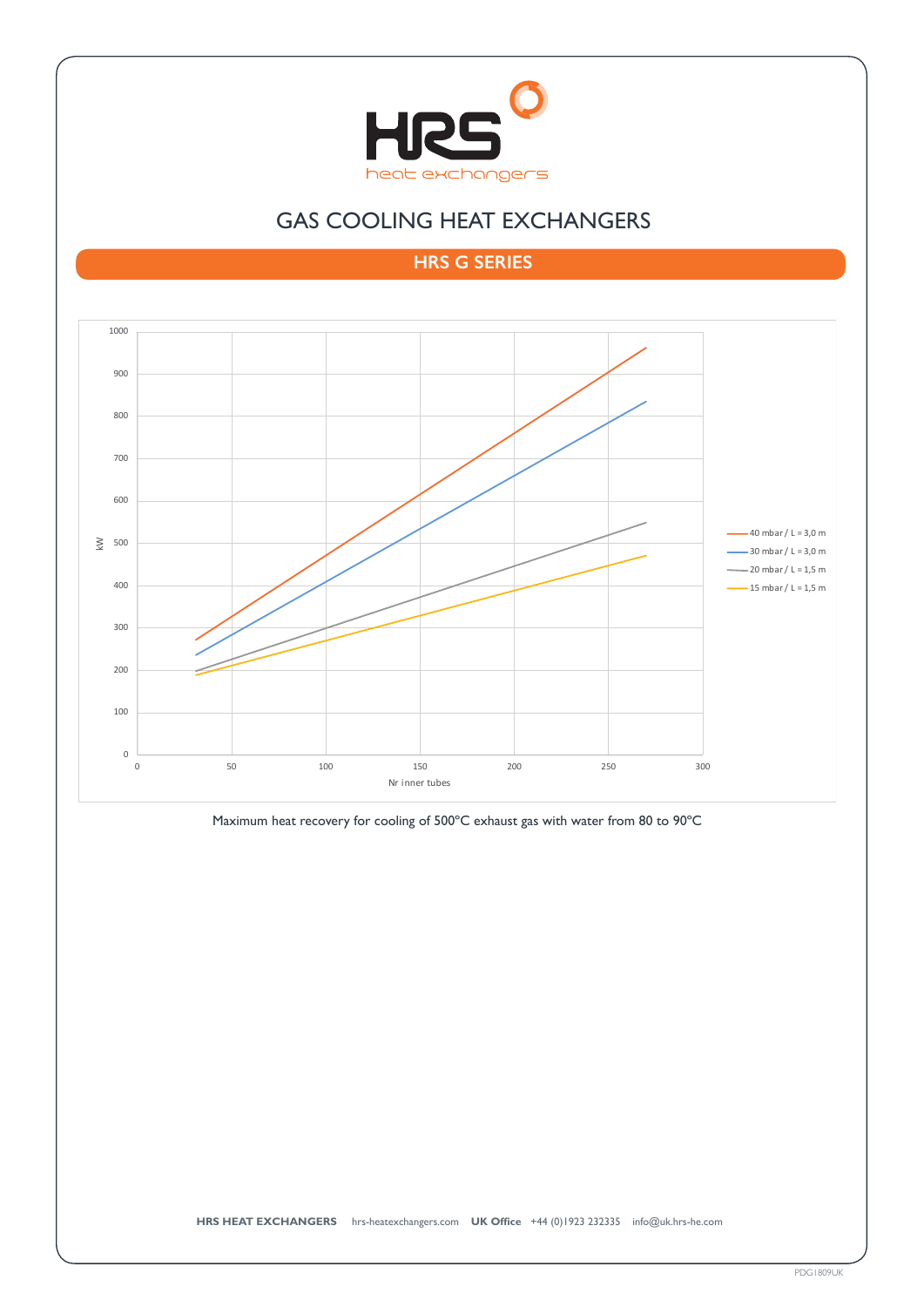# GAS COOLING HEAT EXCHANGERS

## HRS G SERIES

1000
900
800
700
600
500
400
300
200
100
0

kW

0
50
100
150
200
250
300

Nr inner tubes

40 mbar / L = 3,0 m
30 mbar / L = 3,0 m
20 mbar / L = 1,5 m
15 mbar / L = 1,5 m

Maximum heat recovery for cooling of 500°C exhaust gas with water from 80 to 90°C

**HRS HEAT EXCHANGERS** hrs-heatexchangers.com **UK Office** +44 (0)1923 232335 info@uk.hrs-he.com

PDG1809UK